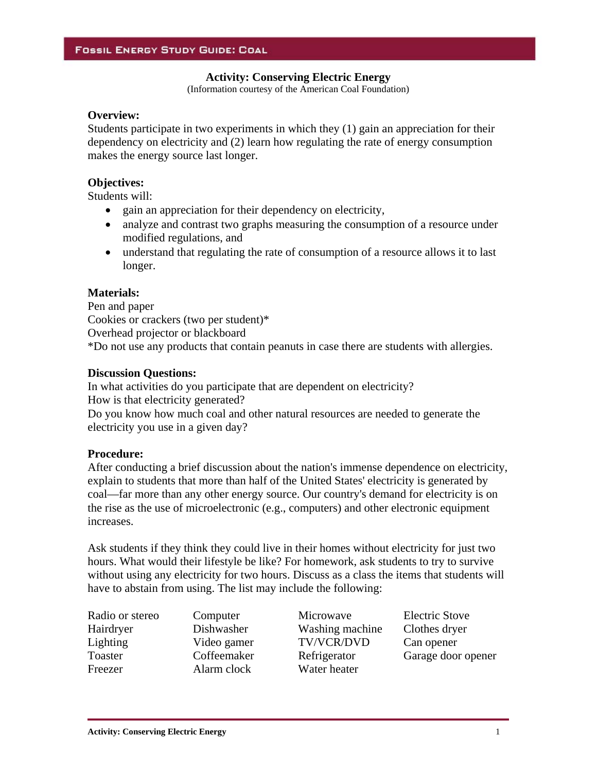# Activity: Conserving Electric Energy

(Information courtesy of the American Coal Foundation)

**Overview:**

Students participate in two experiments in which they (1) gain an appreciation for their dependency on electricity and (2) learn how regulating the rate of energy consumption makes the energy source last longer.

**Objectives:**

Students will:

- gain an appreciation for their dependency on electricity,
- analyze and contrast two graphs measuring the consumption of a resource under modified regulations, and
- understand that regulating the rate of consumption of a resource allows it to last longer.

**Materials:**

Pen and paper
Cookies or crackers (two per student)*
Overhead projector or blackboard
*Do not use any products that contain peanuts in case there are students with allergies.

**Discussion Questions:**

In what activities do you participate that are dependent on electricity?
How is that electricity generated?
Do you know how much coal and other natural resources are needed to generate the electricity you use in a given day?

**Procedure:**

After conducting a brief discussion about the nation's immense dependence on electricity, explain to students that more than half of the United States' electricity is generated by coal—far more than any other energy source. Our country's demand for electricity is on the rise as the use of microelectronic (e.g., computers) and other electronic equipment increases.

Ask students if they think they could live in their homes without electricity for just two hours. What would their lifestyle be like? For homework, ask students to try to survive without using any electricity for two hours. Discuss as a class the items that students will have to abstain from using. The list may include the following:

| | | | |
|---|---|---|---|
| Radio or stereo | Computer | Microwave | Electric Stove |
| Hairdryer | Dishwasher | Washing machine | Clothes dryer |
| Lighting | Video gamer | TV/VCR/DVD | Can opener |
| Toaster | Coffeemaker | Refrigerator | Garage door opener |
| Freezer | Alarm clock | Water heater | |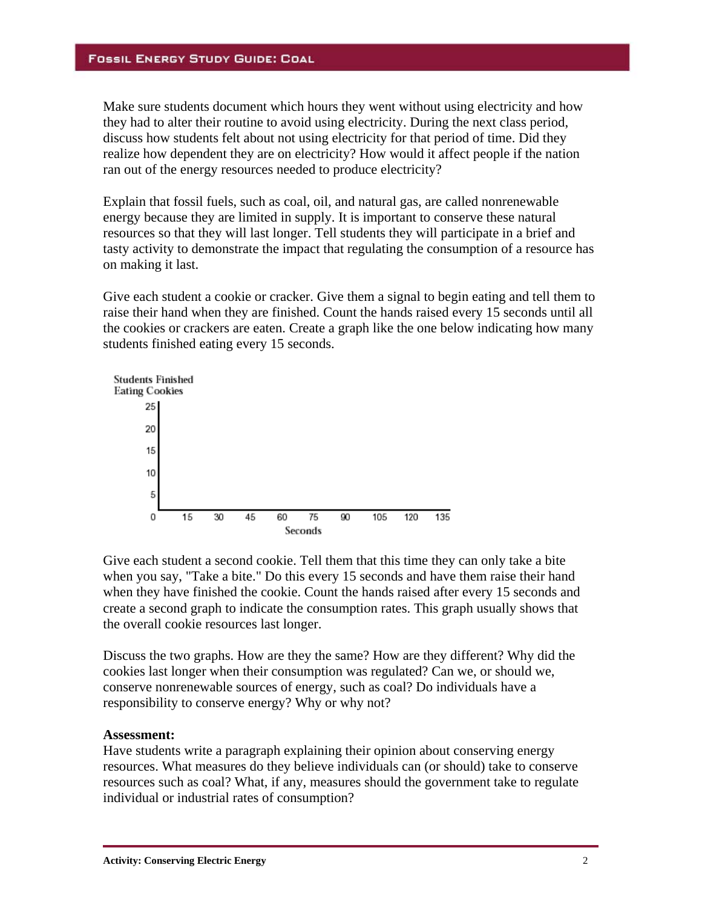Make sure students document which hours they went without using electricity and how they had to alter their routine to avoid using electricity. During the next class period, discuss how students felt about not using electricity for that period of time. Did they realize how dependent they are on electricity? How would it affect people if the nation ran out of the energy resources needed to produce electricity?

Explain that fossil fuels, such as coal, oil, and natural gas, are called nonrenewable energy because they are limited in supply. It is important to conserve these natural resources so that they will last longer. Tell students they will participate in a brief and tasty activity to demonstrate the impact that regulating the consumption of a resource has on making it last.

Give each student a cookie or cracker. Give them a signal to begin eating and tell them to raise their hand when they are finished. Count the hands raised every 15 seconds until all the cookies or crackers are eaten. Create a graph like the one below indicating how many students finished eating every 15 seconds.

Give each student a second cookie. Tell them that this time they can only take a bite when you say, "Take a bite." Do this every 15 seconds and have them raise their hand when they have finished the cookie. Count the hands raised after every 15 seconds and create a second graph to indicate the consumption rates. This graph usually shows that the overall cookie resources last longer.

Discuss the two graphs. How are they the same? How are they different? Why did the cookies last longer when their consumption was regulated? Can we, or should we, conserve nonrenewable sources of energy, such as coal? Do individuals have a responsibility to conserve energy? Why or why not?

**Assessment:**
Have students write a paragraph explaining their opinion about conserving energy resources. What measures do they believe individuals can (or should) take to conserve resources such as coal? What, if any, measures should the government take to regulate individual or industrial rates of consumption?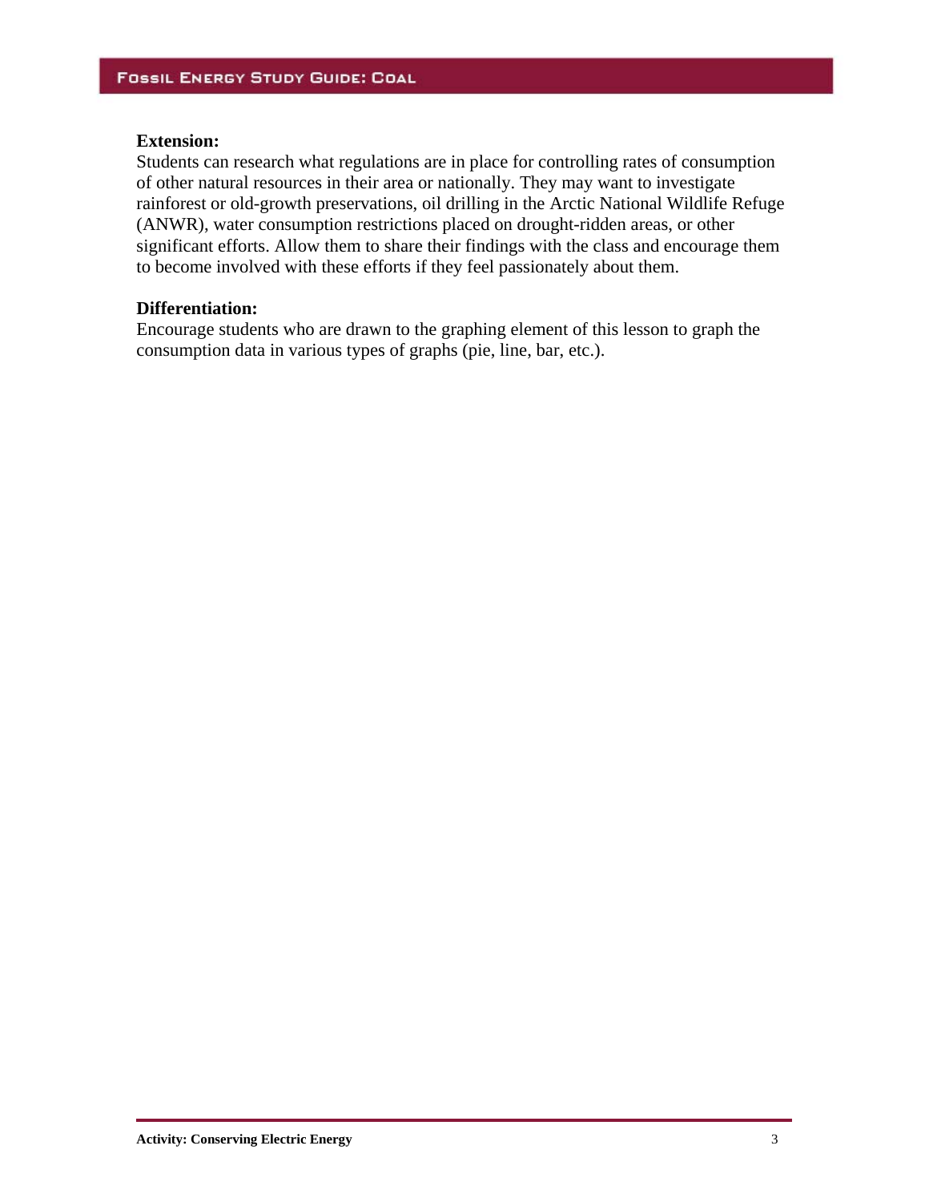**Extension:**
Students can research what regulations are in place for controlling rates of consumption of other natural resources in their area or nationally. They may want to investigate rainforest or old-growth preservations, oil drilling in the Arctic National Wildlife Refuge (ANWR), water consumption restrictions placed on drought-ridden areas, or other significant efforts. Allow them to share their findings with the class and encourage them to become involved with these efforts if they feel passionately about them.

**Differentiation:**
Encourage students who are drawn to the graphing element of this lesson to graph the consumption data in various types of graphs (pie, line, bar, etc.).